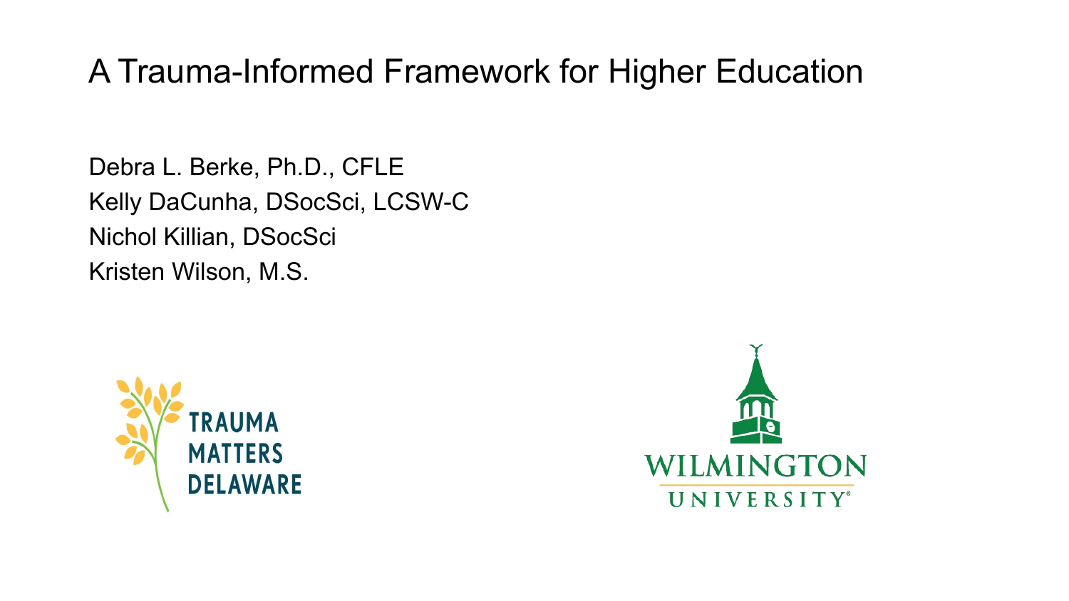# A Trauma-Informed Framework for Higher Education

Debra L. Berke, Ph.D., CFLE
Kelly DaCunha, DSocSci, LCSW-C
Nichol Killian, DSocSci
Kristen Wilson, M.S.

TRAUMA MATTERS DELAWARE

WILMINGTON UNIVERSITY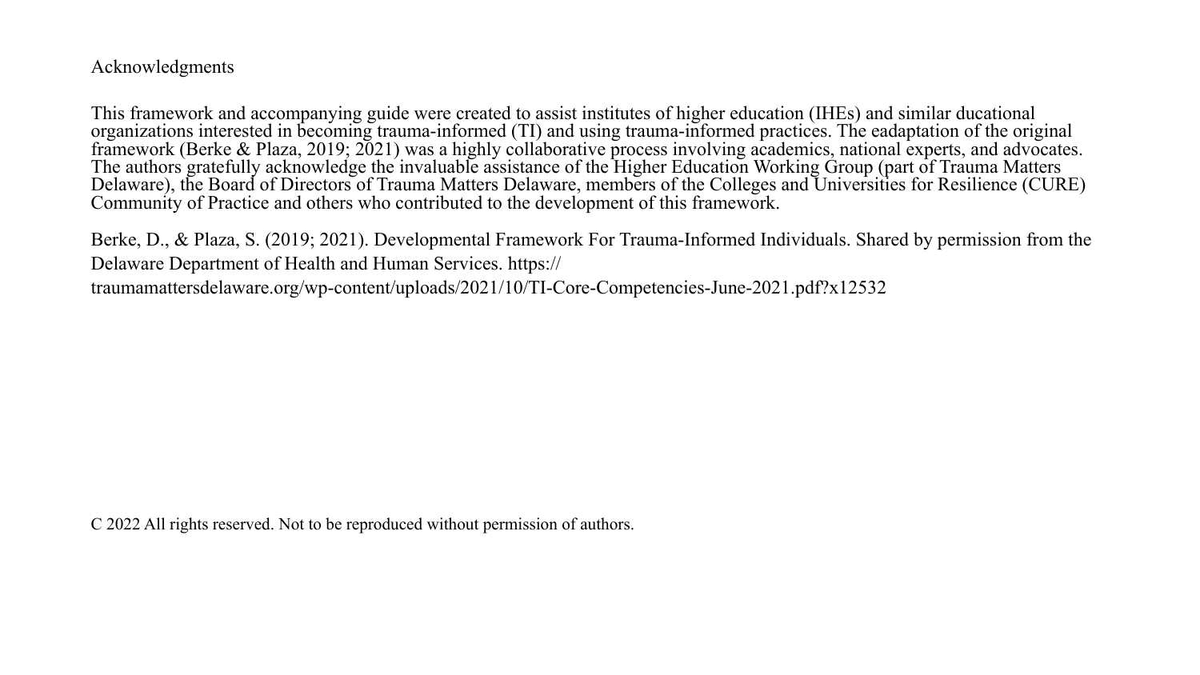## Acknowledgments

This framework and accompanying guide were created to assist institutes of higher education (IHEs) and similar ducational organizations interested in becoming trauma-informed (TI) and using trauma-informed practices. The eadaptation of the original framework (Berke & Plaza, 2019; 2021) was a highly collaborative process involving academics, national experts, and advocates. The authors gratefully acknowledge the invaluable assistance of the Higher Education Working Group (part of Trauma Matters Delaware), the Board of Directors of Trauma Matters Delaware, members of the Colleges and Universities for Resilience (CURE) Community of Practice and others who contributed to the development of this framework.

Berke, D., & Plaza, S. (2019; 2021). Developmental Framework For Trauma-Informed Individuals. Shared by permission from the Delaware Department of Health and Human Services. https://traumamattersdelaware.org/wp-content/uploads/2021/10/TI-Core-Competencies-June-2021.pdf?x12532

C 2022 All rights reserved. Not to be reproduced without permission of authors.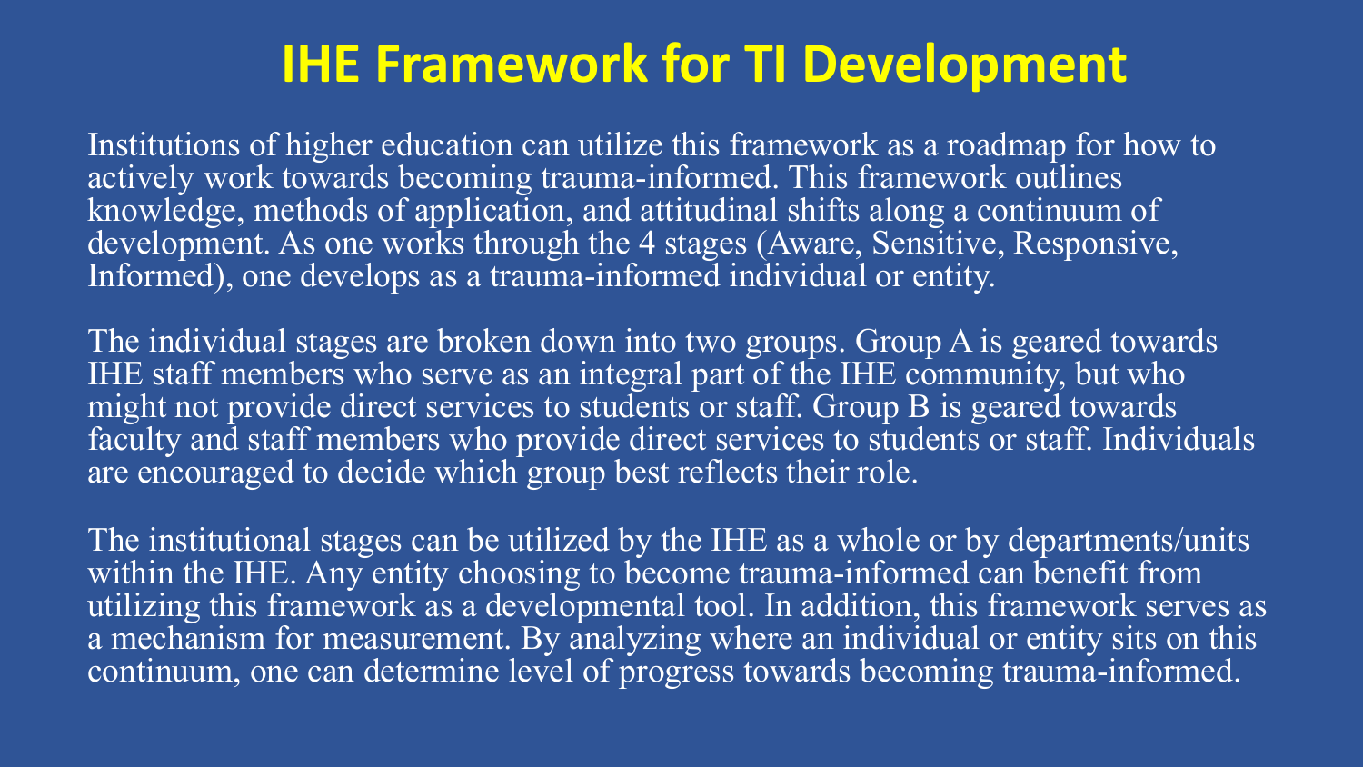# IHE Framework for TI Development

Institutions of higher education can utilize this framework as a roadmap for how to actively work towards becoming trauma-informed. This framework outlines knowledge, methods of application, and attitudinal shifts along a continuum of development. As one works through the 4 stages (Aware, Sensitive, Responsive, Informed), one develops as a trauma-informed individual or entity.

The individual stages are broken down into two groups. Group A is geared towards IHE staff members who serve as an integral part of the IHE community, but who might not provide direct services to students or staff. Group B is geared towards faculty and staff members who provide direct services to students or staff. Individuals are encouraged to decide which group best reflects their role.

The institutional stages can be utilized by the IHE as a whole or by departments/units within the IHE. Any entity choosing to become trauma-informed can benefit from utilizing this framework as a developmental tool. In addition, this framework serves as a mechanism for measurement. By analyzing where an individual or entity sits on this continuum, one can determine level of progress towards becoming trauma-informed.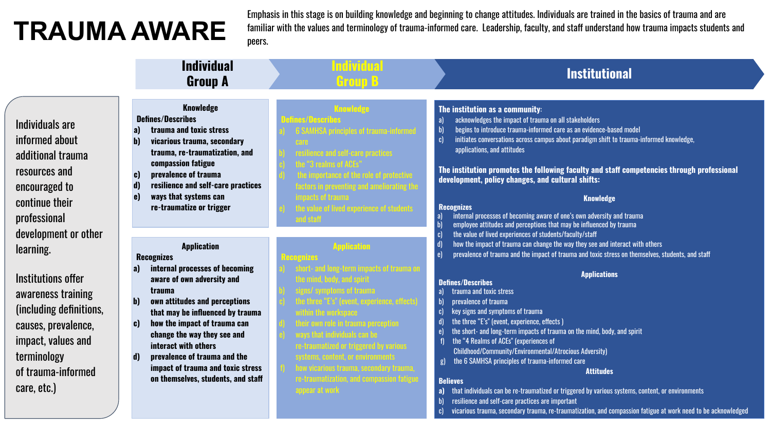# TRAUMA AWARE

Emphasis in this stage is on building knowledge and beginning to change attitudes. Individuals are trained in the basics of trauma and are familiar with the values and terminology of trauma-informed care. Leadership, faculty, and staff understand how trauma impacts students and peers.

Individuals are informed about additional trauma resources and encouraged to continue their professional development or other learning.

Institutions offer awareness training (including definitions, causes, prevalence, impact, values and terminology of trauma-informed care, etc.)

## Individual Group A

### Knowledge

**Defines/Describes**

a) trauma and toxic stress
b) vicarious trauma, secondary trauma, re-traumatization, and compassion fatigue
c) prevalence of trauma
d) resilience and self-care practices
e) ways that systems can re-traumatize or trigger

### Application

**Recognizes**

a) internal processes of becoming aware of own adversity and trauma
b) own attitudes and perceptions that may be influenced by trauma
c) how the impact of trauma can change the way they see and interact with others
d) prevalence of trauma and the impact of trauma and toxic stress on themselves, students, and staff

## Individual Group B

### Knowledge

**Defines/Describes**

a) 6 SAMHSA principles of trauma-informed care
b) resilience and self-care practices
c) the "3 realms of ACEs"
d) the importance of the role of protective factors in preventing and ameliorating the impacts of trauma
e) the value of lived experience of students and staff

### Application

**Recognizes**

a) short- and long-term impacts of trauma on the mind, body, and spirit
b) signs/ symptoms of trauma
c) the three "E's" (event, experience, effects) within the workspace
d) their own role in trauma perception
e) ways that individuals can be re-traumatized or triggered by various systems, content, or environments
f) how vicarious trauma, secondary trauma, re-traumatization, and compassion fatigue appear at work

## Institutional

**The institution as a community:**

a) acknowledges the impact of trauma on all stakeholders
b) begins to introduce trauma-informed care as an evidence-based model
c) initiates conversations across campus about paradigm shift to trauma-informed knowledge, applications, and attitudes

**The institution promotes the following faculty and staff competencies through professional development, policy changes, and cultural shifts:**

### Knowledge

**Recognizes**

a) internal processes of becoming aware of one's own adversity and trauma
b) employee attitudes and perceptions that may be influenced by trauma
c) the value of lived experiences of students/faculty/staff
d) how the impact of trauma can change the way they see and interact with others
e) prevalence of trauma and the impact of trauma and toxic stress on themselves, students, and staff

### Applications

**Defines/Describes**

a) trauma and toxic stress
b) prevalence of trauma
c) key signs and symptoms of trauma
d) the three "E's" (event, experience, effects )
e) the short- and long-term impacts of trauma on the mind, body, and spirit
f) the "4 Realms of ACEs" (experiences of Childhood/Community/Environmental/Atrocious Adversity)
g) the 6 SAMHSA principles of trauma-informed care

### Attitudes

**Believes**

a) that individuals can be re-traumatized or triggered by various systems, content, or environments
b) resilience and self-care practices are important
c) vicarious trauma, secondary trauma, re-traumatization, and compassion fatigue at work need to be acknowledged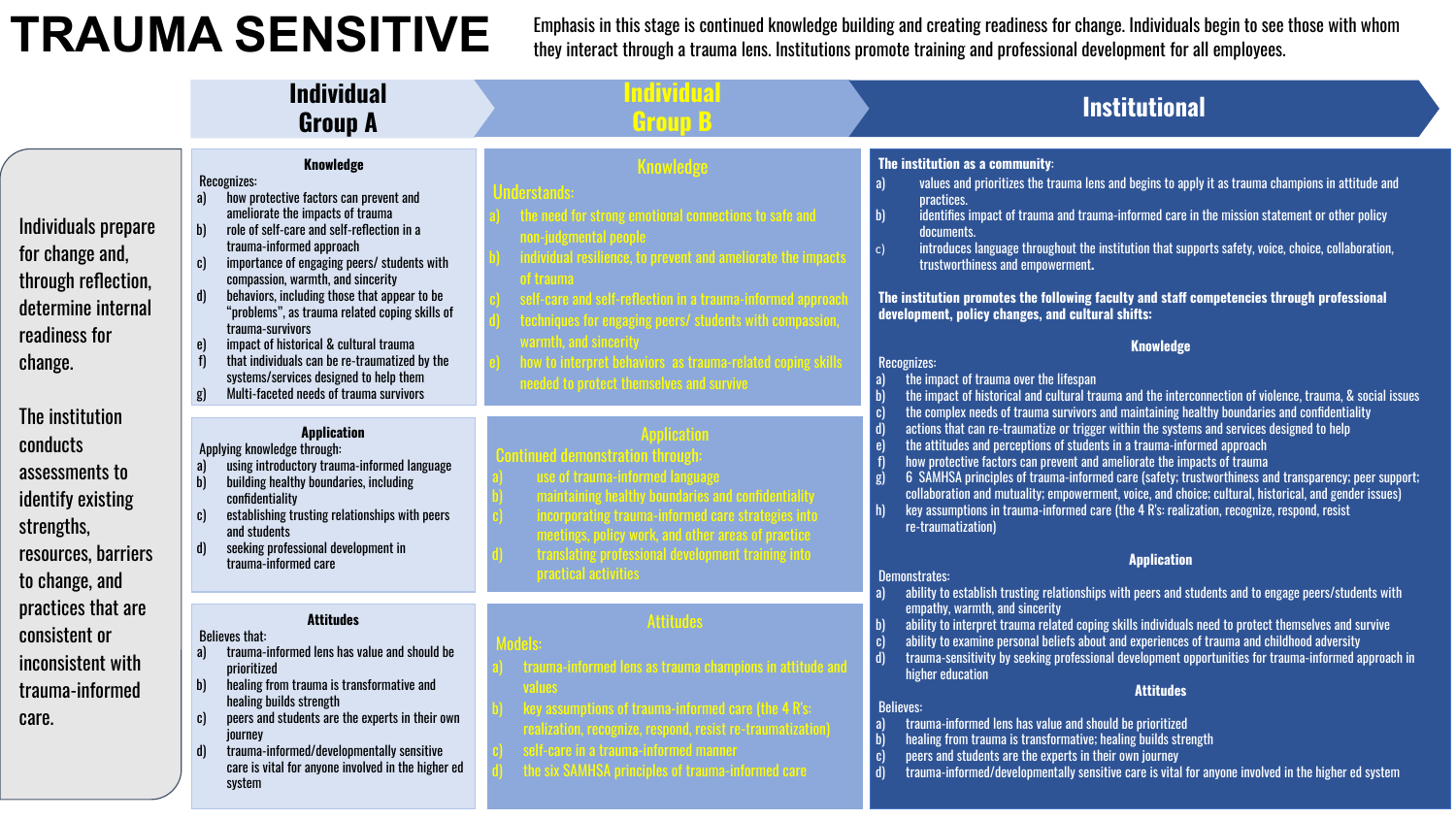# TRAUMA SENSITIVE

Emphasis in this stage is continued knowledge building and creating readiness for change. Individuals begin to see those with whom they interact through a trauma lens. Institutions promote training and professional development for all employees.

Individuals prepare for change and, through reflection, determine internal readiness for change.

The institution conducts assessments to identify existing strengths, resources, barriers to change, and practices that are consistent or inconsistent with trauma-informed care.

## Individual Group A

### Knowledge

Recognizes:

a) how protective factors can prevent and ameliorate the impacts of trauma
b) role of self-care and self-reflection in a trauma-informed approach
c) importance of engaging peers/ students with compassion, warmth, and sincerity
d) behaviors, including those that appear to be "problems", as trauma related coping skills of trauma-survivors
e) impact of historical & cultural trauma
f) that individuals can be re-traumatized by the systems/services designed to help them
g) Multi-faceted needs of trauma survivors

### Application

Applying knowledge through:

a) using introductory trauma-informed language
b) building healthy boundaries, including confidentiality
c) establishing trusting relationships with peers and students
d) seeking professional development in trauma-informed care

### Attitudes

Believes that:

a) trauma-informed lens has value and should be prioritized
b) healing from trauma is transformative and healing builds strength
c) peers and students are the experts in their own journey
d) trauma-informed/developmentally sensitive care is vital for anyone involved in the higher ed system

## Individual Group B

### Knowledge

Understands:

a) the need for strong emotional connections to safe and non-judgmental people
b) individual resilience, to prevent and ameliorate the impacts of trauma
c) self-care and self-reflection in a trauma-informed approach
d) techniques for engaging peers/ students with compassion, warmth, and sincerity
e) how to interpret behaviors as trauma-related coping skills needed to protect themselves and survive

### Application

Continued demonstration through:

a) use of trauma-informed language
b) maintaining healthy boundaries and confidentiality
c) incorporating trauma-informed care strategies into meetings, policy work, and other areas of practice
d) translating professional development training into practical activities

### Attitudes

Models:

a) trauma-informed lens as trauma champions in attitude and values
b) key assumptions of trauma-informed care (the 4 R's: realization, recognize, respond, resist re-traumatization)
c) self-care in a trauma-informed manner
d) the six SAMHSA principles of trauma-informed care

## Institutional

**The institution as a community:**

a) values and prioritizes the trauma lens and begins to apply it as trauma champions in attitude and practices.
b) identifies impact of trauma and trauma-informed care in the mission statement or other policy documents.
c) introduces language throughout the institution that supports safety, voice, choice, collaboration, trustworthiness and empowerment.

**The institution promotes the following faculty and staff competencies through professional development, policy changes, and cultural shifts:**

### Knowledge

Recognizes:

a) the impact of trauma over the lifespan
b) the impact of historical and cultural trauma and the interconnection of violence, trauma, & social issues
c) the complex needs of trauma survivors and maintaining healthy boundaries and confidentiality
d) actions that can re-traumatize or trigger within the systems and services designed to help
e) the attitudes and perceptions of students in a trauma-informed approach
f) how protective factors can prevent and ameliorate the impacts of trauma
g) 6 SAMHSA principles of trauma-informed care (safety; trustworthiness and transparency; peer support; collaboration and mutuality; empowerment, voice, and choice; cultural, historical, and gender issues)
h) key assumptions in trauma-informed care (the 4 R's: realization, recognize, respond, resist re-traumatization)

### Application

Demonstrates:

a) ability to establish trusting relationships with peers and students and to engage peers/students with empathy, warmth, and sincerity
b) ability to interpret trauma related coping skills individuals need to protect themselves and survive
c) ability to examine personal beliefs about and experiences of trauma and childhood adversity
d) trauma-sensitivity by seeking professional development opportunities for trauma-informed approach in higher education

### Attitudes

Believes:

a) trauma-informed lens has value and should be prioritized
b) healing from trauma is transformative; healing builds strength
c) peers and students are the experts in their own journey
d) trauma-informed/developmentally sensitive care is vital for anyone involved in the higher ed system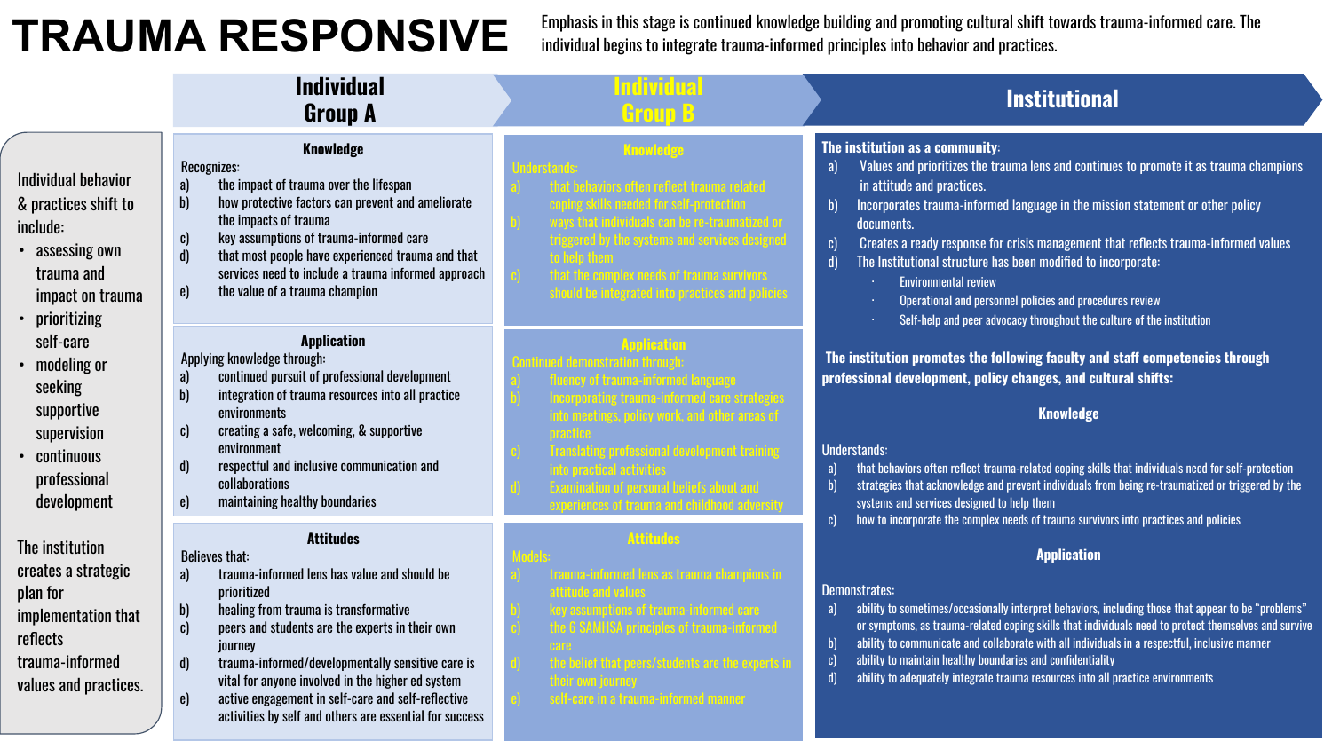# TRAUMA RESPONSIVE

Emphasis in this stage is continued knowledge building and promoting cultural shift towards trauma-informed care. The individual begins to integrate trauma-informed principles into behavior and practices.

Individual behavior & practices shift to include:

- assessing own trauma and impact on trauma
- prioritizing self-care
- modeling or seeking supportive supervision
- continuous professional development

The institution creates a strategic plan for implementation that reflects trauma-informed values and practices.

## Individual Group A

### Knowledge

Recognizes:

a) the impact of trauma over the lifespan
b) how protective factors can prevent and ameliorate the impacts of trauma
c) key assumptions of trauma-informed care
d) that most people have experienced trauma and that services need to include a trauma informed approach
e) the value of a trauma champion

### Application

Applying knowledge through:

a) continued pursuit of professional development
b) integration of trauma resources into all practice environments
c) creating a safe, welcoming, & supportive environment
d) respectful and inclusive communication and collaborations
e) maintaining healthy boundaries

### Attitudes

Believes that:

a) trauma-informed lens has value and should be prioritized
b) healing from trauma is transformative
c) peers and students are the experts in their own journey
d) trauma-informed/developmentally sensitive care is vital for anyone involved in the higher ed system
e) active engagement in self-care and self-reflective activities by self and others are essential for success

## Individual Group B

### Knowledge

Understands:

a) that behaviors often reflect trauma related coping skills needed for self-protection
b) ways that individuals can be re-traumatized or triggered by the systems and services designed to help them
c) that the complex needs of trauma survivors should be integrated into practices and policies

### Application

Continued demonstration through:

a) fluency of trauma-informed language
b) Incorporating trauma-informed care strategies into meetings, policy work, and other areas of practice
c) Translating professional development training into practical activities
d) Examination of personal beliefs about and experiences of trauma and childhood adversity

### Attitudes

Models:

a) trauma-informed lens as trauma champions in attitude and values
b) key assumptions of trauma-informed care
c) the 6 SAMHSA principles of trauma-informed care
d) the belief that peers/students are the experts in their own journey
e) self-care in a trauma-informed manner

## Institutional

**The institution as a community:**

a) Values and prioritizes the trauma lens and continues to promote it as trauma champions in attitude and practices.
b) Incorporates trauma-informed language in the mission statement or other policy documents.
c) Creates a ready response for crisis management that reflects trauma-informed values
d) The Institutional structure has been modified to incorporate:
   - Environmental review
   - Operational and personnel policies and procedures review
   - Self-help and peer advocacy throughout the culture of the institution

**The institution promotes the following faculty and staff competencies through professional development, policy changes, and cultural shifts:**

### Knowledge

Understands:

a) that behaviors often reflect trauma-related coping skills that individuals need for self-protection
b) strategies that acknowledge and prevent individuals from being re-traumatized or triggered by the systems and services designed to help them
c) how to incorporate the complex needs of trauma survivors into practices and policies

### Application

Demonstrates:

a) ability to sometimes/occasionally interpret behaviors, including those that appear to be "problems" or symptoms, as trauma-related coping skills that individuals need to protect themselves and survive
b) ability to communicate and collaborate with all individuals in a respectful, inclusive manner
c) ability to maintain healthy boundaries and confidentiality
d) ability to adequately integrate trauma resources into all practice environments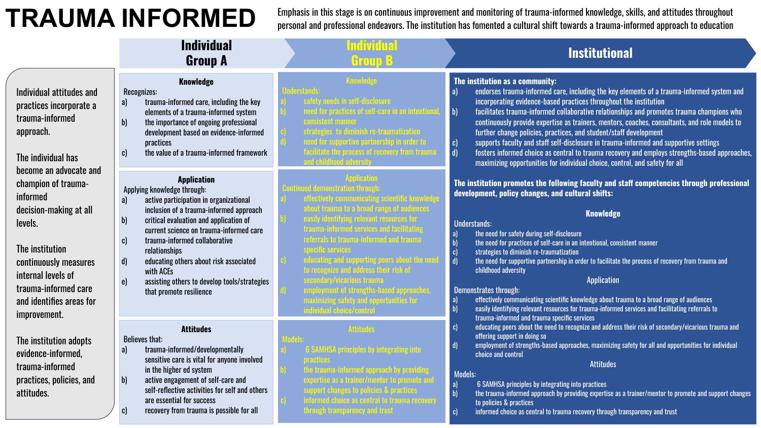# TRAUMA INFORMED

Emphasis in this stage is on continuous improvement and monitoring of trauma-informed knowledge, skills, and attitudes throughout personal and professional endeavors. The institution has fomented a cultural shift towards a trauma-informed approach to education

Individual attitudes and practices incorporate a trauma-informed approach.

The individual has become an advocate and champion of trauma-informed decision-making at all levels.

The institution continuously measures internal levels of trauma-informed care and identifies areas for improvement.

The institution adopts evidence-informed, trauma-informed practices, policies, and attitudes.

## Individual Group A

### Knowledge

Recognizes:

a) trauma-informed care, including the key elements of a trauma-informed system
b) the importance of ongoing professional development based on evidence-informed practices
c) the value of a trauma-informed framework

### Application

Applying knowledge through:

a) active participation in organizational inclusion of a trauma-informed approach
b) critical evaluation and application of current science on trauma-informed care
c) trauma-informed collaborative relationships
d) educating others about risk associated with ACEs
e) assisting others to develop tools/strategies that promote resilience

### Attitudes

Believes that:

a) trauma-informed/developmentally sensitive care is vital for anyone involved in the higher ed system
b) active engagement of self-care and self-reflective activities for self and others are essential for success
c) recovery from trauma is possible for all

## Individual Group B

### Knowledge

Understands:

a) safety needs in self-disclosure
b) need for practices of self-care in an intentional, consistent manner
c) strategies to diminish re-traumatization
d) need for supportive partnership in order to facilitate the process of recovery from trauma and childhood adversity

### Application

Continued demonstration through:

a) effectively communicating scientific knowledge about trauma to a broad range of audiences
b) easily identifying relevant resources for trauma-informed services and facilitating referrals to trauma-informed and trauma specific services
c) educating and supporting peers about the need to recognize and address their risk of secondary/vicarious trauma
d) employment of strengths-based approaches, maximizing safety and opportunities for individual choice/control

### Attitudes

Models:

a) 6 SAMHSA principles by integrating into practices
b) the trauma-informed approach by providing expertise as a trainer/mentor to promote and support changes to policies & practices
c) informed choice as central to trauma recovery through transparency and trust

## Institutional

**The institution as a community:**

a) endorses trauma-informed care, including the key elements of a trauma-informed system and incorporating evidence-based practices throughout the institution
b) facilitates trauma-informed collaborative relationships and promotes trauma champions who continuously provide expertise as trainers, mentors, coaches, consultants, and role models to further change policies, practices, and student/staff development
c) supports faculty and staff self-disclosure in trauma-informed and supportive settings
d) fosters informed choice as central to trauma recovery and employs strengths-based approaches, maximizing opportunities for individual choice, control, and safety for all

**The institution promotes the following faculty and staff competencies through professional development, policy changes, and cultural shifts:**

### Knowledge

Understands:

a) the need for safety during self-disclosure
b) the need for practices of self-care in an intentional, consistent manner
c) strategies to diminish re-traumatization
d) the need for supportive partnership in order to facilitate the process of recovery from trauma and childhood adversity

### Application

Demonstrates through:

a) effectively communicating scientific knowledge about trauma to a broad range of audiences
b) easily identifying relevant resources for trauma-informed services and facilitating referrals to trauma-informed and trauma specific services
c) educating peers about the need to recognize and address their risk of secondary/vicarious trauma and offering support in doing so
d) employment of strengths-based approaches, maximizing safety for all and opportunities for individual choice and control

### Attitudes

Models:

a) 6 SAMHSA principles by integrating into practices
b) the trauma-informed approach by providing expertise as a trainer/mentor to promote and support changes to policies & practices
c) informed choice as central to trauma recovery through transparency and trust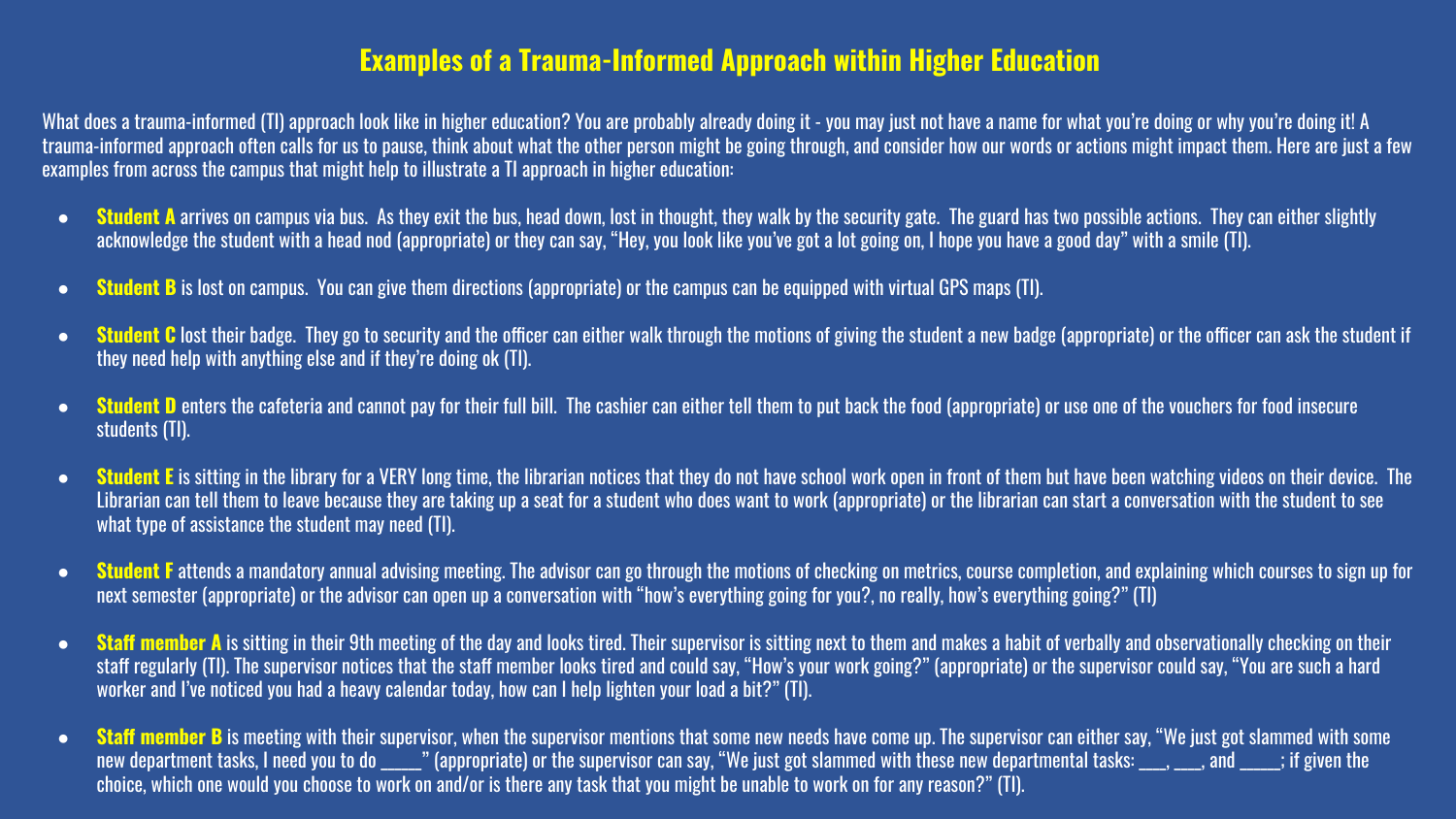# Examples of a Trauma-Informed Approach within Higher Education

What does a trauma-informed (TI) approach look like in higher education? You are probably already doing it - you may just not have a name for what you're doing or why you're doing it! A trauma-informed approach often calls for us to pause, think about what the other person might be going through, and consider how our words or actions might impact them. Here are just a few examples from across the campus that might help to illustrate a TI approach in higher education:

- **Student A** arrives on campus via bus. As they exit the bus, head down, lost in thought, they walk by the security gate. The guard has two possible actions. They can either slightly acknowledge the student with a head nod (appropriate) or they can say, "Hey, you look like you've got a lot going on, I hope you have a good day" with a smile (TI).
- **Student B** is lost on campus. You can give them directions (appropriate) or the campus can be equipped with virtual GPS maps (TI).
- **Student C** lost their badge. They go to security and the officer can either walk through the motions of giving the student a new badge (appropriate) or the officer can ask the student if they need help with anything else and if they're doing ok (TI).
- **Student D** enters the cafeteria and cannot pay for their full bill. The cashier can either tell them to put back the food (appropriate) or use one of the vouchers for food insecure students (TI).
- **Student E** is sitting in the library for a VERY long time, the librarian notices that they do not have school work open in front of them but have been watching videos on their device. The Librarian can tell them to leave because they are taking up a seat for a student who does want to work (appropriate) or the librarian can start a conversation with the student to see what type of assistance the student may need (TI).
- **Student F** attends a mandatory annual advising meeting. The advisor can go through the motions of checking on metrics, course completion, and explaining which courses to sign up for next semester (appropriate) or the advisor can open up a conversation with "how's everything going for you?, no really, how's everything going?" (TI)
- **Staff member A** is sitting in their 9th meeting of the day and looks tired. Their supervisor is sitting next to them and makes a habit of verbally and observationally checking on their staff regularly (TI). The supervisor notices that the staff member looks tired and could say, "How's your work going?" (appropriate) or the supervisor could say, "You are such a hard worker and I've noticed you had a heavy calendar today, how can I help lighten your load a bit?" (TI).
- **Staff member B** is meeting with their supervisor, when the supervisor mentions that some new needs have come up. The supervisor can either say, "We just got slammed with some new department tasks, I need you to do _____" (appropriate) or the supervisor can say, "We just got slammed with these new departmental tasks: ___, ___, and _____; if given the choice, which one would you choose to work on and/or is there any task that you might be unable to work on for any reason?" (TI).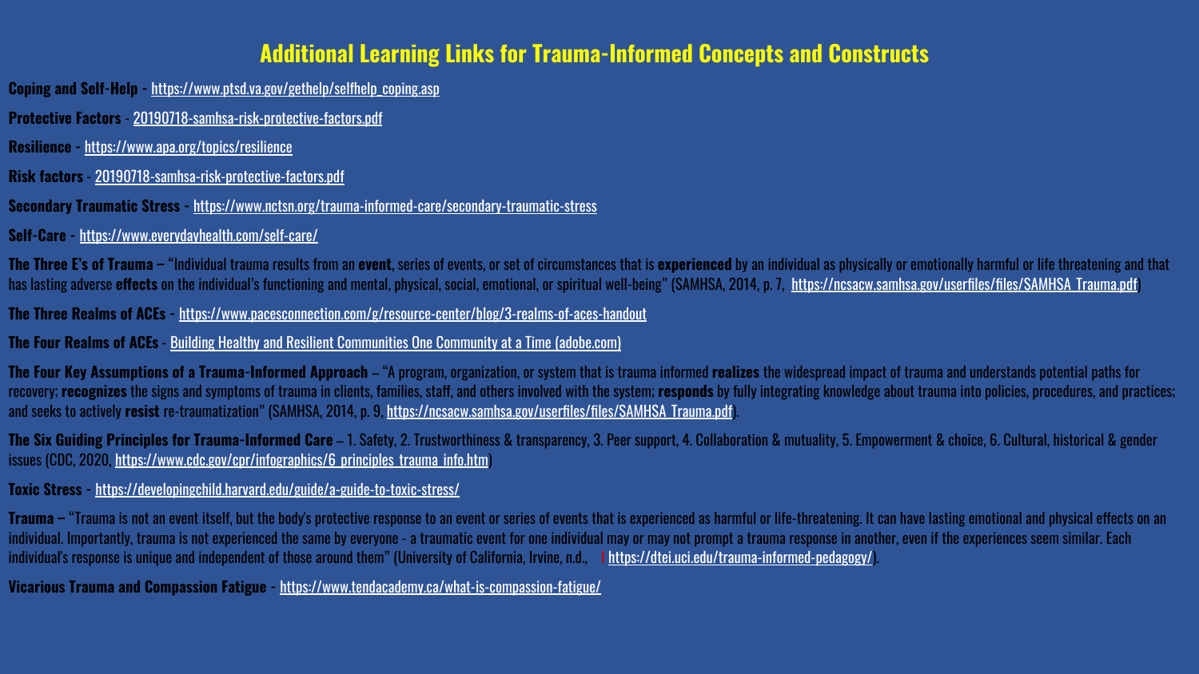# Additional Learning Links for Trauma-Informed Concepts and Constructs

**Coping and Self-Help** - https://www.ptsd.va.gov/gethelp/selfhelp_coping.asp

**Protective Factors** - 20190718-samhsa-risk-protective-factors.pdf

**Resilience** - https://www.apa.org/topics/resilience

**Risk factors** - 20190718-samhsa-risk-protective-factors.pdf

**Secondary Traumatic Stress** - https://www.nctsn.org/trauma-informed-care/secondary-traumatic-stress

**Self-Care** - https://www.everydayhealth.com/self-care/

**The Three E's of Trauma** – "Individual trauma results from an **event**, series of events, or set of circumstances that is **experienced** by an individual as physically or emotionally harmful or life threatening and that has lasting adverse **effects** on the individual's functioning and mental, physical, social, emotional, or spiritual well-being" (SAMHSA, 2014, p. 7, https://ncsacw.samhsa.gov/userfiles/files/SAMHSA_Trauma.pdf)

**The Three Realms of ACEs** - https://www.pacesconnection.com/g/resource-center/blog/3-realms-of-aces-handout

**The Four Realms of ACEs** - Building Healthy and Resilient Communities One Community at a Time (adobe.com)

**The Four Key Assumptions of a Trauma-Informed Approach** – "A program, organization, or system that is trauma informed **realizes** the widespread impact of trauma and understands potential paths for recovery; **recognizes** the signs and symptoms of trauma in clients, families, staff, and others involved with the system; **responds** by fully integrating knowledge about trauma into policies, procedures, and practices; and seeks to actively **resist** re-traumatization" (SAMHSA, 2014, p. 9, https://ncsacw.samhsa.gov/userfiles/files/SAMHSA_Trauma.pdf).

**The Six Guiding Principles for Trauma-Informed Care** – 1. Safety, 2. Trustworthiness & transparency, 3. Peer support, 4. Collaboration & mutuality, 5. Empowerment & choice, 6. Cultural, historical & gender issues (CDC, 2020, https://www.cdc.gov/cpr/infographics/6_principles_trauma_info.htm)

**Toxic Stress** - https://developingchild.harvard.edu/guide/a-guide-to-toxic-stress/

**Trauma** – "Trauma is not an event itself, but the body's protective response to an event or series of events that is experienced as harmful or life-threatening. It can have lasting emotional and physical effects on an individual. Importantly, trauma is not experienced the same by everyone - a traumatic event for one individual may or may not prompt a trauma response in another, even if the experiences seem similar. Each individual's response is unique and independent of those around them" (University of California, Irvine, n.d., https://dtei.uci.edu/trauma-informed-pedagogy/).

**Vicarious Trauma and Compassion Fatigue** - https://www.tendacademy.ca/what-is-compassion-fatigue/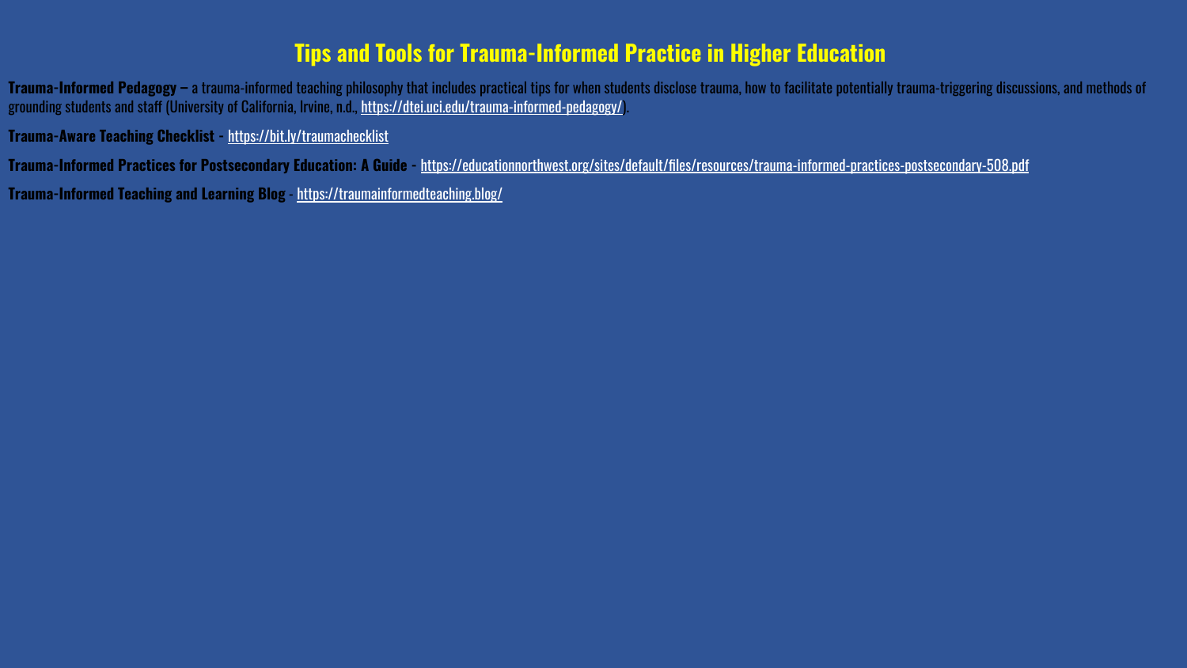# Tips and Tools for Trauma-Informed Practice in Higher Education

**Trauma-Informed Pedagogy –** a trauma-informed teaching philosophy that includes practical tips for when students disclose trauma, how to facilitate potentially trauma-triggering discussions, and methods of grounding students and staff (University of California, Irvine, n.d., https://dtei.uci.edu/trauma-informed-pedagogy/).

**Trauma-Aware Teaching Checklist** - https://bit.ly/traumachecklist

**Trauma-Informed Practices for Postsecondary Education: A Guide** - https://educationnorthwest.org/sites/default/files/resources/trauma-informed-practices-postsecondary-508.pdf

**Trauma-Informed Teaching and Learning Blog** - https://traumainformedteaching.blog/